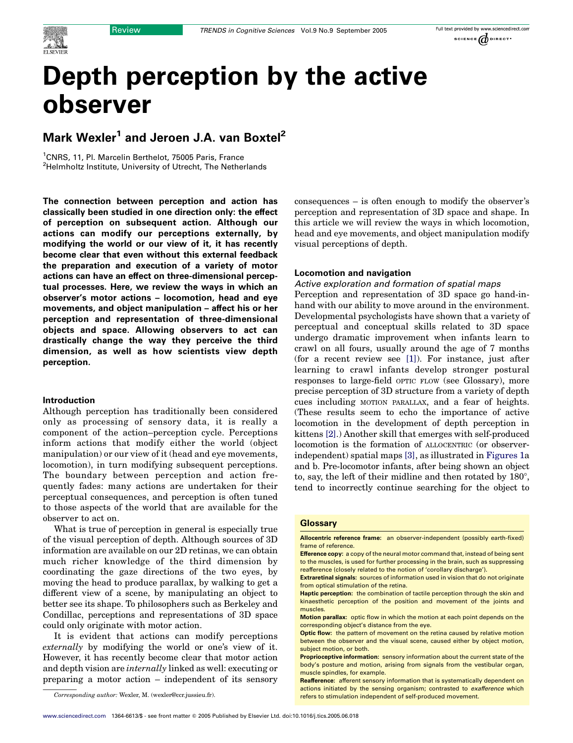# Depth perception by the active observer

## Mark Wexler[1] and Jeroen J.A. van Boxtel[2]

[1]CNRS, 11, Pl. Marcelin Berthelot, 75005 Paris, France
[2]Helmholtz Institute, University of Utrecht, The Netherlands

**The connection between perception and action has classically been studied in one direction only: the effect of perception on subsequent action. Although our actions can modify our perceptions externally, by modifying the world or our view of it, it has recently become clear that even without this external feedback the preparation and execution of a variety of motor actions can have an effect on three-dimensional perceptual processes. Here, we review the ways in which an observer's motor actions – locomotion, head and eye movements, and object manipulation – affect his or her perception and representation of three-dimensional objects and space. Allowing observers to act can drastically change the way they perceive the third dimension, as well as how scientists view depth perception.**

### Introduction

Although perception has traditionally been considered only as processing of sensory data, it is really a component of the action–perception cycle. Perceptions inform actions that modify either the world (object manipulation) or our view of it (head and eye movements, locomotion), in turn modifying subsequent perceptions. The boundary between perception and action frequently fades: many actions are undertaken for their perceptual consequences, and perception is often tuned to those aspects of the world that are available for the observer to act on.

What is true of perception in general is especially true of the visual perception of depth. Although sources of 3D information are available on our 2D retinas, we can obtain much richer knowledge of the third dimension by coordinating the gaze directions of the two eyes, by moving the head to produce parallax, by walking to get a different view of a scene, by manipulating an object to better see its shape. To philosophers such as Berkeley and Condillac, perceptions and representations of 3D space could only originate with motor action.

It is evident that actions can modify perceptions *externally* by modifying the world or one's view of it. However, it has recently become clear that motor action and depth vision are *internally* linked as well: executing or preparing a motor action – independent of its sensory consequences – is often enough to modify the observer's perception and representation of 3D space and shape. In this article we will review the ways in which locomotion, head and eye movements, and object manipulation modify visual perceptions of depth.

### Locomotion and navigation

#### *Active exploration and formation of spatial maps*

Perception and representation of 3D space go hand-in-hand with our ability to move around in the environment. Developmental psychologists have shown that a variety of perceptual and conceptual skills related to 3D space undergo dramatic improvement when infants learn to crawl on all fours, usually around the age of 7 months (for a recent review see [1]). For instance, just after learning to crawl infants develop stronger postural responses to large-field OPTIC FLOW (see Glossary), more precise perception of 3D structure from a variety of depth cues including MOTION PARALLAX, and a fear of heights. (These results seem to echo the importance of active locomotion in the development of depth perception in kittens [2].) Another skill that emerges with self-produced locomotion is the formation of ALLOCENTRIC (or observer-independent) spatial maps [3], as illustrated in Figures 1a and b. Pre-locomotor infants, after being shown an object to, say, the left of their midline and then rotated by 180°, tend to incorrectly continue searching for the object to

Corresponding author: Wexler, M. (wexler@ccr.jussieu.fr).

### Glossary

**Allocentric reference frame:** an observer-independent (possibly earth-fixed) frame of reference.
**Efference copy:** a copy of the neural motor command that, instead of being sent to the muscles, is used for further processing in the brain, such as suppressing reafference (closely related to the notion of 'corollary discharge').
**Extraretinal signals:** sources of information used in vision that do not originate from optical stimulation of the retina.
**Haptic perception:** the combination of tactile perception through the skin and kinaesthetic perception of the position and movement of the joints and muscles.
**Motion parallax:** optic flow in which the motion at each point depends on the corresponding object's distance from the eye.
**Optic flow:** the pattern of movement on the retina caused by relative motion between the observer and the visual scene, caused either by object motion, subject motion, or both.
**Proprioceptive information:** sensory information about the current state of the body's posture and motion, arising from signals from the vestibular organ, muscle spindles, for example.
**Reafference:** afferent sensory information that is systematically dependent on actions initiated by the sensing organism; contrasted to *exafference* which refers to stimulation independent of self-produced movement.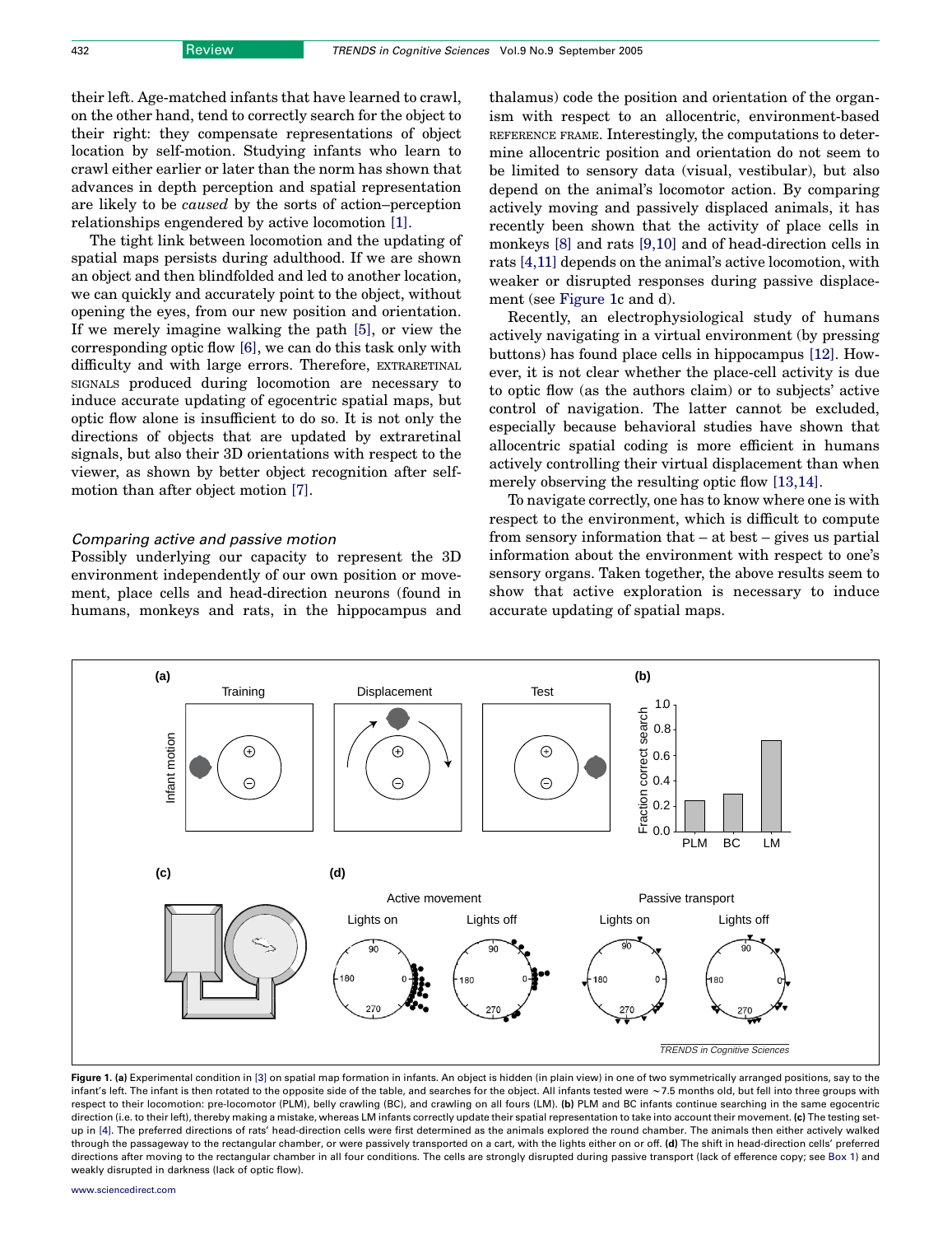their left. Age-matched infants that have learned to crawl, on the other hand, tend to correctly search for the object to their right: they compensate representations of object location by self-motion. Studying infants who learn to crawl either earlier or later than the norm has shown that advances in depth perception and spatial representation are likely to be *caused* by the sorts of action–perception relationships engendered by active locomotion [1].

The tight link between locomotion and the updating of spatial maps persists during adulthood. If we are shown an object and then blindfolded and led to another location, we can quickly and accurately point to the object, without opening the eyes, from our new position and orientation. If we merely imagine walking the path [5], or view the corresponding optic flow [6], we can do this task only with difficulty and with large errors. Therefore, EXTRARETINAL SIGNALS produced during locomotion are necessary to induce accurate updating of egocentric spatial maps, but optic flow alone is insufficient to do so. It is not only the directions of objects that are updated by extraretinal signals, but also their 3D orientations with respect to the viewer, as shown by better object recognition after self-motion than after object motion [7].

### *Comparing active and passive motion*

Possibly underlying our capacity to represent the 3D environment independently of our own position or movement, place cells and head-direction neurons (found in humans, monkeys and rats, in the hippocampus and thalamus) code the position and orientation of the organism with respect to an allocentric, environment-based REFERENCE FRAME. Interestingly, the computations to determine allocentric position and orientation do not seem to be limited to sensory data (visual, vestibular), but also depend on the animal's locomotor action. By comparing actively moving and passively displaced animals, it has recently been shown that the activity of place cells in monkeys [8] and rats [9,10] and of head-direction cells in rats [4,11] depends on the animal's active locomotion, with weaker or disrupted responses during passive displacement (see Figure 1c and d).

Recently, an electrophysiological study of humans actively navigating in a virtual environment (by pressing buttons) has found place cells in hippocampus [12]. However, it is not clear whether the place-cell activity is due to optic flow (as the authors claim) or to subjects' active control of navigation. The latter cannot be excluded, especially because behavioral studies have shown that allocentric spatial coding is more efficient in humans actively controlling their virtual displacement than when merely observing the resulting optic flow [13,14].

To navigate correctly, one has to know where one is with respect to the environment, which is difficult to compute from sensory information that – at best – gives us partial information about the environment with respect to one's sensory organs. Taken together, the above results seem to show that active exploration is necessary to induce accurate updating of spatial maps.

**Figure 1. (a)** Experimental condition in [3] on spatial map formation in infants. An object is hidden (in plain view) in one of two symmetrically arranged positions, say to the infant's left. The infant is then rotated to the opposite side of the table, and searches for the object. All infants tested were ~7.5 months old, but fell into three groups with respect to their locomotion: pre-locomotor (PLM), belly crawling (BC), and crawling on all fours (LM). **(b)** PLM and BC infants continue searching in the same egocentric direction (i.e. to their left), thereby making a mistake, whereas LM infants correctly update their spatial representation to take into account their movement. **(c)** The testing set-up in [4]. The preferred directions of rats' head-direction cells were first determined as the animals explored the round chamber. The animals then either actively walked through the passageway to the rectangular chamber, or were passively transported on a cart, with the lights either on or off. **(d)** The shift in head-direction cells' preferred directions after moving to the rectangular chamber in all four conditions. The cells are strongly disrupted during passive transport (lack of efference copy; see Box 1) and weakly disrupted in darkness (lack of optic flow).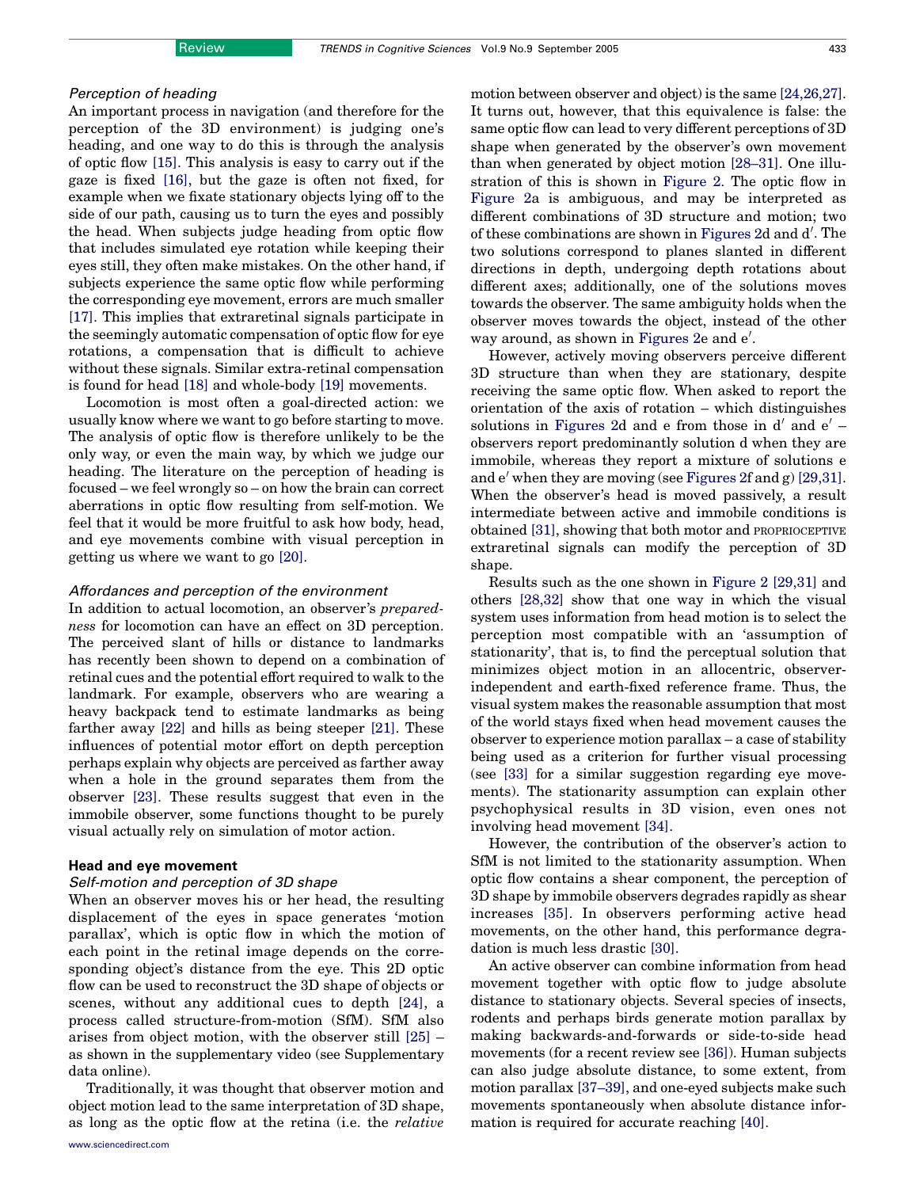### *Perception of heading*

An important process in navigation (and therefore for the perception of the 3D environment) is judging one's heading, and one way to do this is through the analysis of optic flow [15]. This analysis is easy to carry out if the gaze is fixed [16], but the gaze is often not fixed, for example when we fixate stationary objects lying off to the side of our path, causing us to turn the eyes and possibly the head. When subjects judge heading from optic flow that includes simulated eye rotation while keeping their eyes still, they often make mistakes. On the other hand, if subjects experience the same optic flow while performing the corresponding eye movement, errors are much smaller [17]. This implies that extraretinal signals participate in the seemingly automatic compensation of optic flow for eye rotations, a compensation that is difficult to achieve without these signals. Similar extra-retinal compensation is found for head [18] and whole-body [19] movements.

Locomotion is most often a goal-directed action: we usually know where we want to go before starting to move. The analysis of optic flow is therefore unlikely to be the only way, or even the main way, by which we judge our heading. The literature on the perception of heading is focused – we feel wrongly so – on how the brain can correct aberrations in optic flow resulting from self-motion. We feel that it would be more fruitful to ask how body, head, and eye movements combine with visual perception in getting us where we want to go [20].

### *Affordances and perception of the environment*

In addition to actual locomotion, an observer's *preparedness* for locomotion can have an effect on 3D perception. The perceived slant of hills or distance to landmarks has recently been shown to depend on a combination of retinal cues and the potential effort required to walk to the landmark. For example, observers who are wearing a heavy backpack tend to estimate landmarks as being farther away [22] and hills as being steeper [21]. These influences of potential motor effort on depth perception perhaps explain why objects are perceived as farther away when a hole in the ground separates them from the observer [23]. These results suggest that even in the immobile observer, some functions thought to be purely visual actually rely on simulation of motor action.

## Head and eye movement

### *Self-motion and perception of 3D shape*

When an observer moves his or her head, the resulting displacement of the eyes in space generates 'motion parallax', which is optic flow in which the motion of each point in the retinal image depends on the corresponding object's distance from the eye. This 2D optic flow can be used to reconstruct the 3D shape of objects or scenes, without any additional cues to depth [24], a process called structure-from-motion (SfM). SfM also arises from object motion, with the observer still [25] – as shown in the supplementary video (see Supplementary data online).

Traditionally, it was thought that observer motion and object motion lead to the same interpretation of 3D shape, as long as the optic flow at the retina (i.e. the *relative* motion between observer and object) is the same [24,26,27]. It turns out, however, that this equivalence is false: the same optic flow can lead to very different perceptions of 3D shape when generated by the observer's own movement than when generated by object motion [28–31]. One illustration of this is shown in Figure 2. The optic flow in Figure 2a is ambiguous, and may be interpreted as different combinations of 3D structure and motion; two of these combinations are shown in Figures 2d and d′. The two solutions correspond to planes slanted in different directions in depth, undergoing depth rotations about different axes; additionally, one of the solutions moves towards the observer. The same ambiguity holds when the observer moves towards the object, instead of the other way around, as shown in Figures 2e and e′.

However, actively moving observers perceive different 3D structure than when they are stationary, despite receiving the same optic flow. When asked to report the orientation of the axis of rotation – which distinguishes solutions in Figures 2d and e from those in d′ and e′ – observers report predominantly solution d when they are immobile, whereas they report a mixture of solutions e and e′ when they are moving (see Figures 2f and g) [29,31]. When the observer's head is moved passively, a result intermediate between active and immobile conditions is obtained [31], showing that both motor and PROPRIOCEPTIVE extraretinal signals can modify the perception of 3D shape.

Results such as the one shown in Figure 2 [29,31] and others [28,32] show that one way in which the visual system uses information from head motion is to select the perception most compatible with an 'assumption of stationarity', that is, to find the perceptual solution that minimizes object motion in an allocentric, observer-independent and earth-fixed reference frame. Thus, the visual system makes the reasonable assumption that most of the world stays fixed when head movement causes the observer to experience motion parallax – a case of stability being used as a criterion for further visual processing (see [33] for a similar suggestion regarding eye movements). The stationarity assumption can explain other psychophysical results in 3D vision, even ones not involving head movement [34].

However, the contribution of the observer's action to SfM is not limited to the stationarity assumption. When optic flow contains a shear component, the perception of 3D shape by immobile observers degrades rapidly as shear increases [35]. In observers performing active head movements, on the other hand, this performance degradation is much less drastic [30].

An active observer can combine information from head movement together with optic flow to judge absolute distance to stationary objects. Several species of insects, rodents and perhaps birds generate motion parallax by making backwards-and-forwards or side-to-side head movements (for a recent review see [36]). Human subjects can also judge absolute distance, to some extent, from motion parallax [37–39], and one-eyed subjects make such movements spontaneously when absolute distance information is required for accurate reaching [40].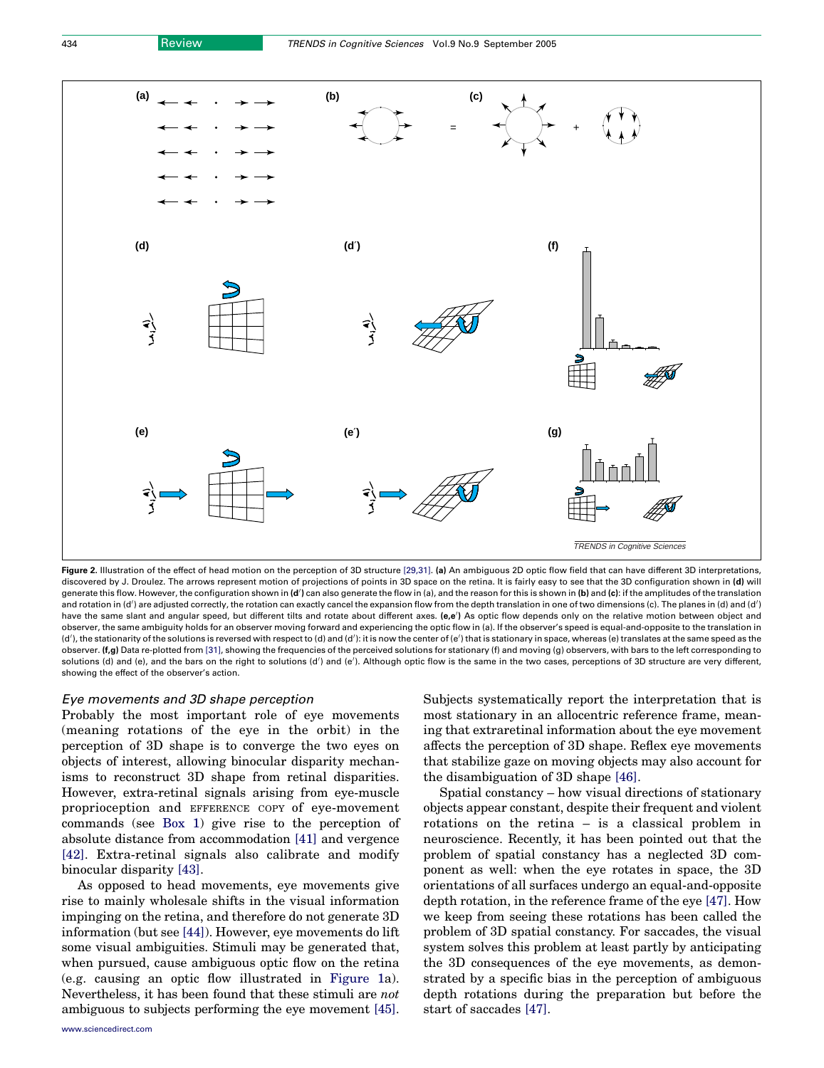**Figure 2.** Illustration of the effect of head motion on the perception of 3D structure [29,31]. **(a)** An ambiguous 2D optic flow field that can have different 3D interpretations, discovered by J. Droulez. The arrows represent motion of projections of points in 3D space on the retina. It is fairly easy to see that the 3D configuration shown in **(d)** will generate this flow. However, the configuration shown in **(d′)** can also generate the flow in (a), and the reason for this is shown in **(b)** and **(c)**: if the amplitudes of the translation and rotation in (d′) are adjusted correctly, the rotation can exactly cancel the expansion flow from the depth translation in one of two dimensions (c). The planes in (d) and (d′) have the same slant and angular speed, but different tilts and rotate about different axes. **(e,e′)** As optic flow depends only on the relative motion between object and observer, the same ambiguity holds for an observer moving forward and experiencing the optic flow in (a). If the observer's speed is equal-and-opposite to the translation in (d′), the stationarity of the solutions is reversed with respect to (d) and (d′): it is now the center of (e′) that is stationary in space, whereas (e) translates at the same speed as the observer. **(f,g)** Data re-plotted from [31], showing the frequencies of the perceived solutions for stationary (f) and moving (g) observers, with bars to the left corresponding to solutions (d) and (e), and the bars on the right to solutions (d′) and (e′). Although optic flow is the same in the two cases, perceptions of 3D structure are very different, showing the effect of the observer's action.

### *Eye movements and 3D shape perception*

Probably the most important role of eye movements (meaning rotations of the eye in the orbit) in the perception of 3D shape is to converge the two eyes on objects of interest, allowing binocular disparity mechanisms to reconstruct 3D shape from retinal disparities. However, extra-retinal signals arising from eye-muscle proprioception and EFFERENCE COPY of eye-movement commands (see Box 1) give rise to the perception of absolute distance from accommodation [41] and vergence [42]. Extra-retinal signals also calibrate and modify binocular disparity [43].

As opposed to head movements, eye movements give rise to mainly wholesale shifts in the visual information impinging on the retina, and therefore do not generate 3D information (but see [44]). However, eye movements do lift some visual ambiguities. Stimuli may be generated that, when pursued, cause ambiguous optic flow on the retina (e.g. causing an optic flow illustrated in Figure 1a). Nevertheless, it has been found that these stimuli are *not* ambiguous to subjects performing the eye movement [45]. Subjects systematically report the interpretation that is most stationary in an allocentric reference frame, meaning that extraretinal information about the eye movement affects the perception of 3D shape. Reflex eye movements that stabilize gaze on moving objects may also account for the disambiguation of 3D shape [46].

Spatial constancy – how visual directions of stationary objects appear constant, despite their frequent and violent rotations on the retina – is a classical problem in neuroscience. Recently, it has been pointed out that the problem of spatial constancy has a neglected 3D component as well: when the eye rotates in space, the 3D orientations of all surfaces undergo an equal-and-opposite depth rotation, in the reference frame of the eye [47]. How we keep from seeing these rotations has been called the problem of 3D spatial constancy. For saccades, the visual system solves this problem at least partly by anticipating the 3D consequences of the eye movements, as demonstrated by a specific bias in the perception of ambiguous depth rotations during the preparation but before the start of saccades [47].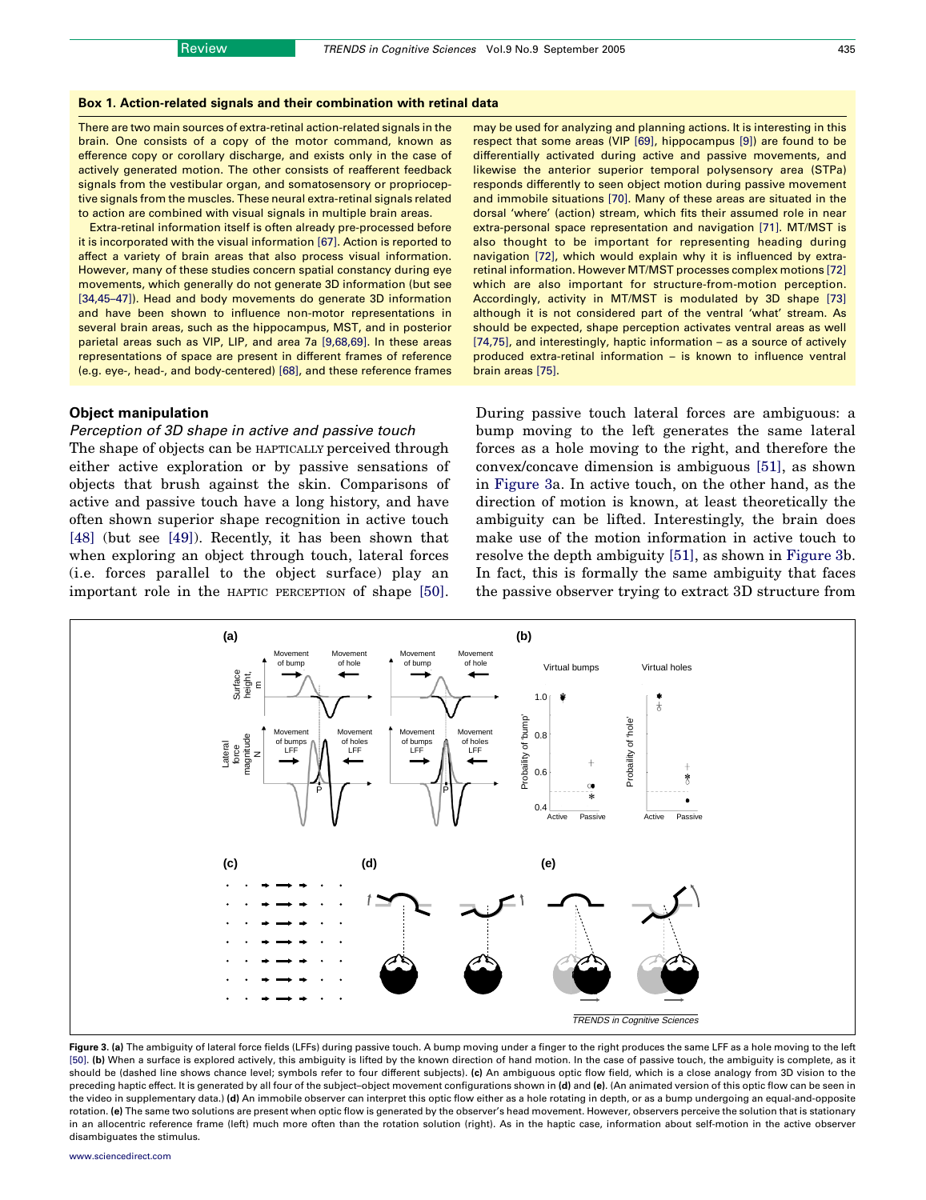### Box 1. Action-related signals and their combination with retinal data

There are two main sources of extra-retinal action-related signals in the brain. One consists of a copy of the motor command, known as efference copy or corollary discharge, and exists only in the case of actively generated motion. The other consists of reafferent feedback signals from the vestibular organ, and somatosensory or proprioceptive signals from the muscles. These neural extra-retinal signals related to action are combined with visual signals in multiple brain areas.

Extra-retinal information itself is often already pre-processed before it is incorporated with the visual information [67]. Action is reported to affect a variety of brain areas that also process visual information. However, many of these studies concern spatial constancy during eye movements, which generally do not generate 3D information (but see [34,45–47]). Head and body movements do generate 3D information and have been shown to influence non-motor representations in several brain areas, such as the hippocampus, MST, and in posterior parietal areas such as VIP, LIP, and area 7a [9,68,69]. In these areas representations of space are present in different frames of reference (e.g. eye-, head-, and body-centered) [68], and these reference frames may be used for analyzing and planning actions. It is interesting in this respect that some areas (VIP [69], hippocampus [9]) are found to be differentially activated during active and passive movements, and likewise the anterior superior temporal polysensory area (STPa) responds differently to seen object motion during passive movement and immobile situations [70]. Many of these areas are situated in the dorsal 'where' (action) stream, which fits their assumed role in near extra-personal space representation and navigation [71]. MT/MST is also thought to be important for representing heading during navigation [72], which would explain why it is influenced by extra-retinal information. However MT/MST processes complex motions [72] which are also important for structure-from-motion perception. Accordingly, activity in MT/MST is modulated by 3D shape [73] although it is not considered part of the ventral 'what' stream. As should be expected, shape perception activates ventral areas as well [74,75], and interestingly, haptic information – as a source of actively produced extra-retinal information – is known to influence ventral brain areas [75].

## Object manipulation

### *Perception of 3D shape in active and passive touch*

The shape of objects can be HAPTICALLY perceived through either active exploration or by passive sensations of objects that brush against the skin. Comparisons of active and passive touch have a long history, and have often shown superior shape recognition in active touch [48] (but see [49]). Recently, it has been shown that when exploring an object through touch, lateral forces (i.e. forces parallel to the object surface) play an important role in the HAPTIC PERCEPTION of shape [50]. During passive touch lateral forces are ambiguous: a bump moving to the left generates the same lateral forces as a hole moving to the right, and therefore the convex/concave dimension is ambiguous [51], as shown in Figure 3a. In active touch, on the other hand, as the direction of motion is known, at least theoretically the ambiguity can be lifted. Interestingly, the brain does make use of the motion information in active touch to resolve the depth ambiguity [51], as shown in Figure 3b. In fact, this is formally the same ambiguity that faces the passive observer trying to extract 3D structure from

**Figure 3. (a)** The ambiguity of lateral force fields (LFFs) during passive touch. A bump moving under a finger to the right produces the same LFF as a hole moving to the left [50]. **(b)** When a surface is explored actively, this ambiguity is lifted by the known direction of hand motion. In the case of passive touch, the ambiguity is complete, as it should be (dashed line shows chance level; symbols refer to four different subjects). **(c)** An ambiguous optic flow field, which is a close analogy from 3D vision to the preceding haptic effect. It is generated by all four of the subject–object movement configurations shown in **(d)** and **(e)**. (An animated version of this optic flow can be seen in the video in supplementary data.) **(d)** An immobile observer can interpret this optic flow either as a hole rotating in depth, or as a bump undergoing an equal-and-opposite rotation. **(e)** The same two solutions are present when optic flow is generated by the observer's head movement. However, observers perceive the solution that is stationary in an allocentric reference frame (left) much more often than the rotation solution (right). As in the haptic case, information about self-motion in the active observer disambiguates the stimulus.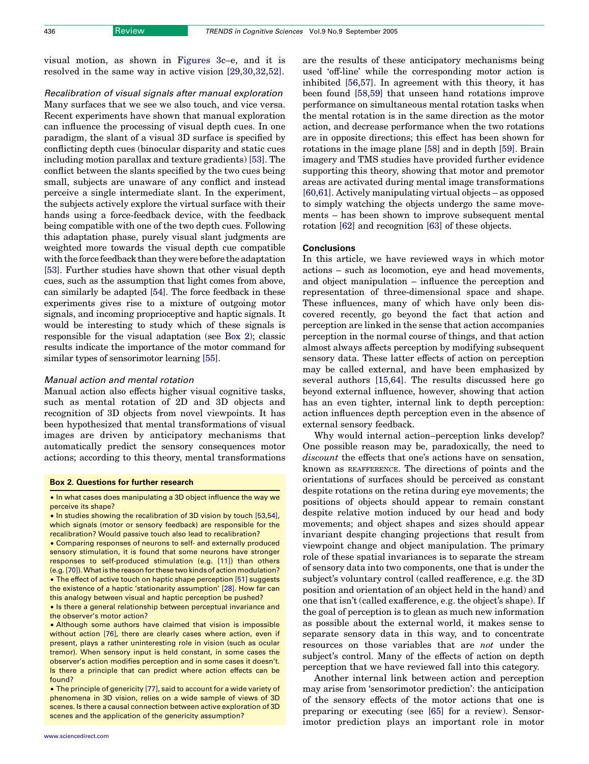visual motion, as shown in Figures 3c–e, and it is resolved in the same way in active vision [29,30,32,52].

*Recalibration of visual signals after manual exploration*

Many surfaces that we see we also touch, and vice versa. Recent experiments have shown that manual exploration can influence the processing of visual depth cues. In one paradigm, the slant of a visual 3D surface is specified by conflicting depth cues (binocular disparity and static cues including motion parallax and texture gradients) [53]. The conflict between the slants specified by the two cues being small, subjects are unaware of any conflict and instead perceive a single intermediate slant. In the experiment, the subjects actively explore the virtual surface with their hands using a force-feedback device, with the feedback being compatible with one of the two depth cues. Following this adaptation phase, purely visual slant judgments are weighted more towards the visual depth cue compatible with the force feedback than they were before the adaptation [53]. Further studies have shown that other visual depth cues, such as the assumption that light comes from above, can similarly be adapted [54]. The force feedback in these experiments gives rise to a mixture of outgoing motor signals, and incoming proprioceptive and haptic signals. It would be interesting to study which of these signals is responsible for the visual adaptation (see Box 2); classic results indicate the importance of the motor command for similar types of sensorimotor learning [55].

*Manual action and mental rotation*

Manual action also effects higher visual cognitive tasks, such as mental rotation of 2D and 3D objects and recognition of 3D objects from novel viewpoints. It has been hypothesized that mental transformations of visual images are driven by anticipatory mechanisms that automatically predict the sensory consequences motor actions; according to this theory, mental transformations are the results of these anticipatory mechanisms being used 'off-line' while the corresponding motor action is inhibited [56,57]. In agreement with this theory, it has been found [58,59] that unseen hand rotations improve performance on simultaneous mental rotation tasks when the mental rotation is in the same direction as the motor action, and decrease performance when the two rotations are in opposite directions; this effect has been shown for rotations in the image plane [58] and in depth [59]. Brain imagery and TMS studies have provided further evidence supporting this theory, showing that motor and premotor areas are activated during mental image transformations [60,61]. Actively manipulating virtual objects – as opposed to simply watching the objects undergo the same movements – has been shown to improve subsequent mental rotation [62] and recognition [63] of these objects.

> **Box 2. Questions for further research**
>
> - In what cases does manipulating a 3D object influence the way we perceive its shape?
> - In studies showing the recalibration of 3D vision by touch [53,54], which signals (motor or sensory feedback) are responsible for the recalibration? Would passive touch also lead to recalibration?
> - Comparing responses of neurons to self- and externally produced sensory stimulation, it is found that some neurons have stronger responses to self-produced stimulation (e.g. [11]) than others (e.g. [70]). What is the reason for these two kinds of action modulation?
> - The effect of active touch on haptic shape perception [51] suggests the existence of a haptic 'stationarity assumption' [28]. How far can this analogy between visual and haptic perception be pushed?
> - Is there a general relationship between perceptual invariance and the observer's motor action?
> - Although some authors have claimed that vision is impossible without action [76], there are clearly cases where action, even if present, plays a rather uninteresting role in vision (such as ocular tremor). When sensory input is held constant, in some cases the observer's action modifies perception and in some cases it doesn't. Is there a principle that can predict where action effects can be found?
> - The principle of genericity [77], said to account for a wide variety of phenomena in 3D vision, relies on a wide sample of views of 3D scenes. Is there a causal connection between active exploration of 3D scenes and the application of the genericity assumption?

## Conclusions

In this article, we have reviewed ways in which motor actions – such as locomotion, eye and head movements, and object manipulation – influence the perception and representation of three-dimensional space and shape. These influences, many of which have only been discovered recently, go beyond the fact that action and perception are linked in the sense that action accompanies perception in the normal course of things, and that action almost always affects perception by modifying subsequent sensory data. These latter effects of action on perception may be called external, and have been emphasized by several authors [15,64]. The results discussed here go beyond external influence, however, showing that action has an even tighter, internal link to depth perception: action influences depth perception even in the absence of external sensory feedback.

Why would internal action–perception links develop? One possible reason may be, paradoxically, the need to *discount* the effects that one's actions have on sensation, known as REAFFERENCE. The directions of points and the orientations of surfaces should be perceived as constant despite rotations on the retina during eye movements; the positions of objects should appear to remain constant despite relative motion induced by our head and body movements; and object shapes and sizes should appear invariant despite changing projections that result from viewpoint change and object manipulation. The primary role of these spatial invariances is to separate the stream of sensory data into two components, one that is under the subject's voluntary control (called reafference, e.g. the 3D position and orientation of an object held in the hand) and one that isn't (called exafference, e.g. the object's shape). If the goal of perception is to glean as much new information as possible about the external world, it makes sense to separate sensory data in this way, and to concentrate resources on those variables that are *not* under the subject's control. Many of the effects of action on depth perception that we have reviewed fall into this category.

Another internal link between action and perception may arise from 'sensorimotor prediction': the anticipation of the sensory effects of the motor actions that one is preparing or executing (see [65] for a review). Sensorimotor prediction plays an important role in motor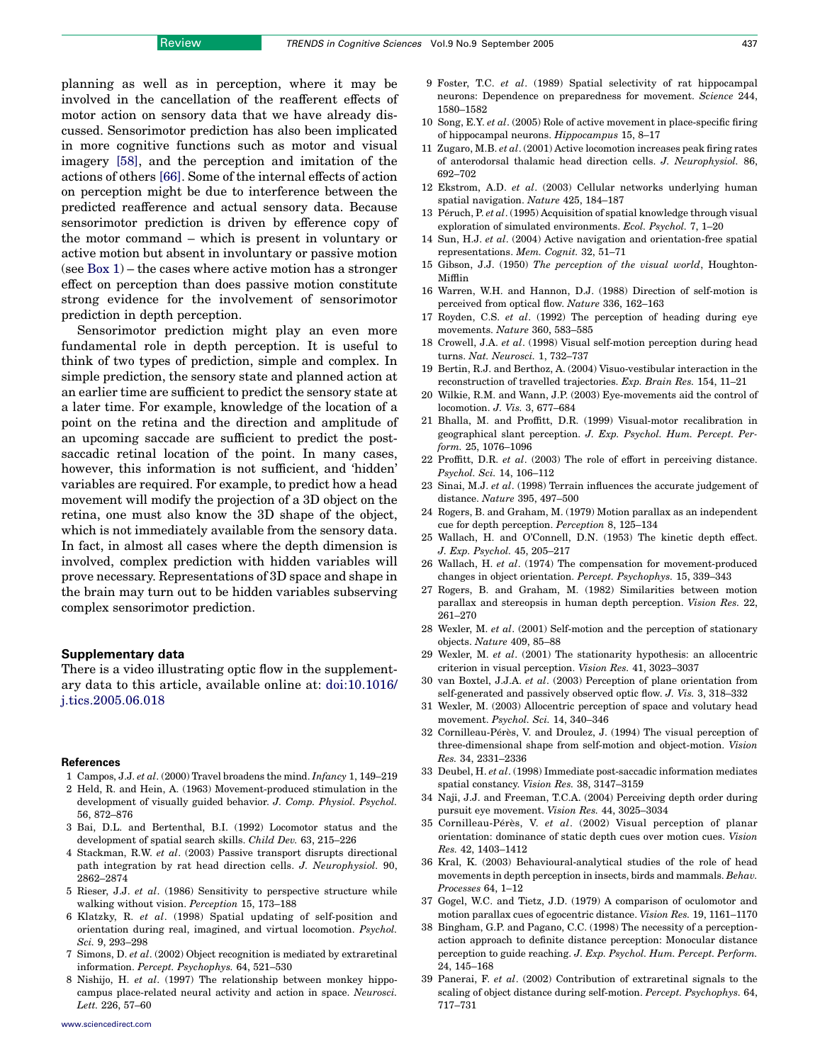planning as well as in perception, where it may be involved in the cancellation of the reafferent effects of motor action on sensory data that we have already discussed. Sensorimotor prediction has also been implicated in more cognitive functions such as motor and visual imagery [58], and the perception and imitation of the actions of others [66]. Some of the internal effects of action on perception might be due to interference between the predicted reafference and actual sensory data. Because sensorimotor prediction is driven by efference copy of the motor command – which is present in voluntary or active motion but absent in involuntary or passive motion (see Box 1) – the cases where active motion has a stronger effect on perception than does passive motion constitute strong evidence for the involvement of sensorimotor prediction in depth perception.

Sensorimotor prediction might play an even more fundamental role in depth perception. It is useful to think of two types of prediction, simple and complex. In simple prediction, the sensory state and planned action at an earlier time are sufficient to predict the sensory state at a later time. For example, knowledge of the location of a point on the retina and the direction and amplitude of an upcoming saccade are sufficient to predict the post-saccadic retinal location of the point. In many cases, however, this information is not sufficient, and 'hidden' variables are required. For example, to predict how a head movement will modify the projection of a 3D object on the retina, one must also know the 3D shape of the object, which is not immediately available from the sensory data. In fact, in almost all cases where the depth dimension is involved, complex prediction with hidden variables will prove necessary. Representations of 3D space and shape in the brain may turn out to be hidden variables subserving complex sensorimotor prediction.

### Supplementary data

There is a video illustrating optic flow in the supplementary data to this article, available online at: doi:10.1016/j.tics.2005.06.018

### References

1 Campos, J.J. *et al*. (2000) Travel broadens the mind. *Infancy* 1, 149–219
2 Held, R. and Hein, A. (1963) Movement-produced stimulation in the development of visually guided behavior. *J. Comp. Physiol. Psychol.* 56, 872–876
3 Bai, D.L. and Bertenthal, B.I. (1992) Locomotor status and the development of spatial search skills. *Child Dev.* 63, 215–226
4 Stackman, R.W. *et al*. (2003) Passive transport disrupts directional path integration by rat head direction cells. *J. Neurophysiol.* 90, 2862–2874
5 Rieser, J.J. *et al*. (1986) Sensitivity to perspective structure while walking without vision. *Perception* 15, 173–188
6 Klatzky, R. *et al*. (1998) Spatial updating of self-position and orientation during real, imagined, and virtual locomotion. *Psychol. Sci.* 9, 293–298
7 Simons, D. *et al*. (2002) Object recognition is mediated by extraretinal information. *Percept. Psychophys.* 64, 521–530
8 Nishijo, H. *et al*. (1997) The relationship between monkey hippocampus place-related neural activity and action in space. *Neurosci. Lett.* 226, 57–60
9 Foster, T.C. *et al*. (1989) Spatial selectivity of rat hippocampal neurons: Dependence on preparedness for movement. *Science* 244, 1580–1582
10 Song, E.Y. *et al*. (2005) Role of active movement in place-specific firing of hippocampal neurons. *Hippocampus* 15, 8–17
11 Zugaro, M.B. *et al*. (2001) Active locomotion increases peak firing rates of anterodorsal thalamic head direction cells. *J. Neurophysiol.* 86, 692–702
12 Ekstrom, A.D. *et al*. (2003) Cellular networks underlying human spatial navigation. *Nature* 425, 184–187
13 Péruch, P. *et al*. (1995) Acquisition of spatial knowledge through visual exploration of simulated environments. *Ecol. Psychol.* 7, 1–20
14 Sun, H.J. *et al*. (2004) Active navigation and orientation-free spatial representations. *Mem. Cognit.* 32, 51–71
15 Gibson, J.J. (1950) *The perception of the visual world*, Houghton-Mifflin
16 Warren, W.H. and Hannon, D.J. (1988) Direction of self-motion is perceived from optical flow. *Nature* 336, 162–163
17 Royden, C.S. *et al*. (1992) The perception of heading during eye movements. *Nature* 360, 583–585
18 Crowell, J.A. *et al*. (1998) Visual self-motion perception during head turns. *Nat. Neurosci.* 1, 732–737
19 Bertin, R.J. and Berthoz, A. (2004) Visuo-vestibular interaction in the reconstruction of travelled trajectories. *Exp. Brain Res.* 154, 11–21
20 Wilkie, R.M. and Wann, J.P. (2003) Eye-movements aid the control of locomotion. *J. Vis.* 3, 677–684
21 Bhalla, M. and Proffitt, D.R. (1999) Visual-motor recalibration in geographical slant perception. *J. Exp. Psychol. Hum. Percept. Perform.* 25, 1076–1096
22 Proffitt, D.R. *et al*. (2003) The role of effort in perceiving distance. *Psychol. Sci.* 14, 106–112
23 Sinai, M.J. *et al*. (1998) Terrain influences the accurate judgement of distance. *Nature* 395, 497–500
24 Rogers, B. and Graham, M. (1979) Motion parallax as an independent cue for depth perception. *Perception* 8, 125–134
25 Wallach, H. and O'Connell, D.N. (1953) The kinetic depth effect. *J. Exp. Psychol.* 45, 205–217
26 Wallach, H. *et al*. (1974) The compensation for movement-produced changes in object orientation. *Percept. Psychophys.* 15, 339–343
27 Rogers, B. and Graham, M. (1982) Similarities between motion parallax and stereopsis in human depth perception. *Vision Res.* 22, 261–270
28 Wexler, M. *et al*. (2001) Self-motion and the perception of stationary objects. *Nature* 409, 85–88
29 Wexler, M. *et al*. (2001) The stationarity hypothesis: an allocentric criterion in visual perception. *Vision Res.* 41, 3023–3037
30 van Boxtel, J.J.A. *et al*. (2003) Perception of plane orientation from self-generated and passively observed optic flow. *J. Vis.* 3, 318–332
31 Wexler, M. (2003) Allocentric perception of space and volutary head movement. *Psychol. Sci.* 14, 340–346
32 Cornilleau-Pérès, V. and Droulez, J. (1994) The visual perception of three-dimensional shape from self-motion and object-motion. *Vision Res.* 34, 2331–2336
33 Deubel, H. *et al*. (1998) Immediate post-saccadic information mediates spatial constancy. *Vision Res.* 38, 3147–3159
34 Naji, J.J. and Freeman, T.C.A. (2004) Perceiving depth order during pursuit eye movement. *Vision Res.* 44, 3025–3034
35 Cornilleau-Pérès, V. *et al*. (2002) Visual perception of planar orientation: dominance of static depth cues over motion cues. *Vision Res.* 42, 1403–1412
36 Kral, K. (2003) Behavioural-analytical studies of the role of head movements in depth perception in insects, birds and mammals. *Behav. Processes* 64, 1–12
37 Gogel, W.C. and Tietz, J.D. (1979) A comparison of oculomotor and motion parallax cues of egocentric distance. *Vision Res.* 19, 1161–1170
38 Bingham, G.P. and Pagano, C.C. (1998) The necessity of a perception-action approach to definite distance perception: Monocular distance perception to guide reaching. *J. Exp. Psychol. Hum. Percept. Perform.* 24, 145–168
39 Panerai, F. *et al*. (2002) Contribution of extraretinal signals to the scaling of object distance during self-motion. *Percept. Psychophys.* 64, 717–731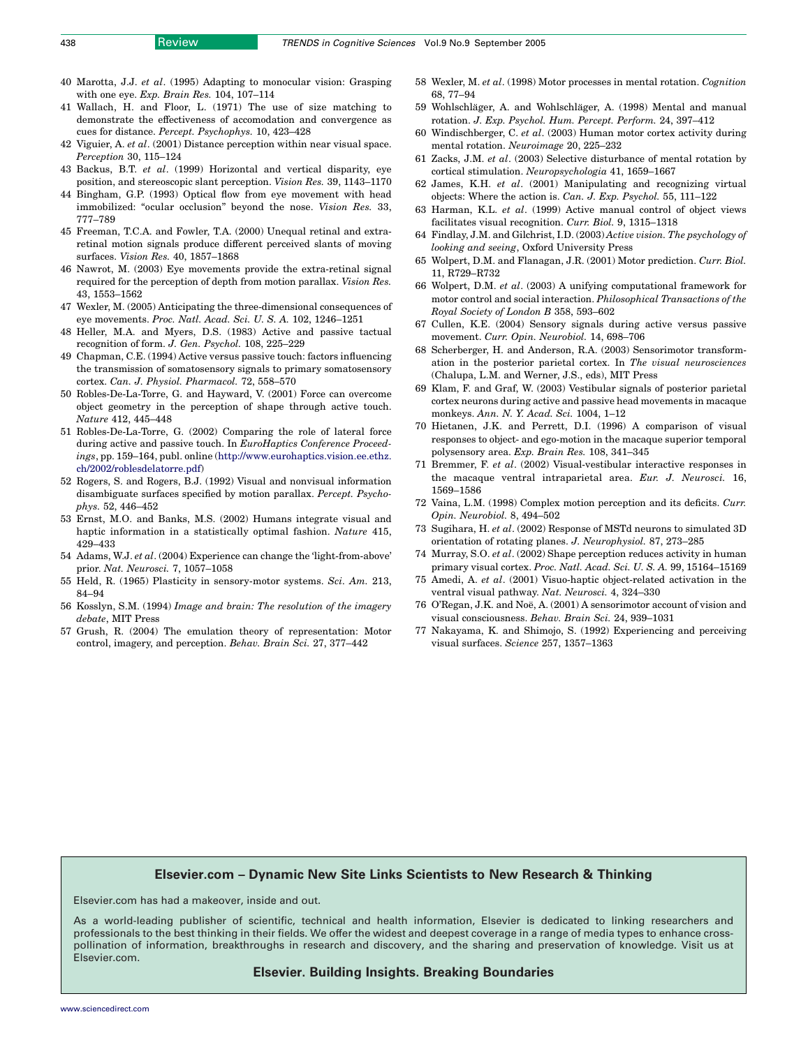40 Marotta, J.J. *et al*. (1995) Adapting to monocular vision: Grasping with one eye. *Exp. Brain Res.* 104, 107–114

41 Wallach, H. and Floor, L. (1971) The use of size matching to demonstrate the effectiveness of accomodation and convergence as cues for distance. *Percept. Psychophys.* 10, 423–428

42 Viguier, A. *et al*. (2001) Distance perception within near visual space. *Perception* 30, 115–124

43 Backus, B.T. *et al*. (1999) Horizontal and vertical disparity, eye position, and stereoscopic slant perception. *Vision Res.* 39, 1143–1170

44 Bingham, G.P. (1993) Optical flow from eye movement with head immobilized: "ocular occlusion" beyond the nose. *Vision Res.* 33, 777–789

45 Freeman, T.C.A. and Fowler, T.A. (2000) Unequal retinal and extra-retinal motion signals produce different perceived slants of moving surfaces. *Vision Res.* 40, 1857–1868

46 Nawrot, M. (2003) Eye movements provide the extra-retinal signal required for the perception of depth from motion parallax. *Vision Res.* 43, 1553–1562

47 Wexler, M. (2005) Anticipating the three-dimensional consequences of eye movements. *Proc. Natl. Acad. Sci. U. S. A.* 102, 1246–1251

48 Heller, M.A. and Myers, D.S. (1983) Active and passive tactual recognition of form. *J. Gen. Psychol.* 108, 225–229

49 Chapman, C.E. (1994) Active versus passive touch: factors influencing the transmission of somatosensory signals to primary somatosensory cortex. *Can. J. Physiol. Pharmacol.* 72, 558–570

50 Robles-De-La-Torre, G. and Hayward, V. (2001) Force can overcome object geometry in the perception of shape through active touch. *Nature* 412, 445–448

51 Robles-De-La-Torre, G. (2002) Comparing the role of lateral force during active and passive touch. In *EuroHaptics Conference Proceedings*, pp. 159–164, publ. online (http://www.eurohaptics.vision.ee.ethz.ch/2002/roblesdelatorre.pdf)

52 Rogers, S. and Rogers, B.J. (1992) Visual and nonvisual information disambiguate surfaces specified by motion parallax. *Percept. Psychophys.* 52, 446–452

53 Ernst, M.O. and Banks, M.S. (2002) Humans integrate visual and haptic information in a statistically optimal fashion. *Nature* 415, 429–433

54 Adams, W.J. *et al*. (2004) Experience can change the 'light-from-above' prior. *Nat. Neurosci.* 7, 1057–1058

55 Held, R. (1965) Plasticity in sensory-motor systems. *Sci. Am.* 213, 84–94

56 Kosslyn, S.M. (1994) *Image and brain: The resolution of the imagery debate*, MIT Press

57 Grush, R. (2004) The emulation theory of representation: Motor control, imagery, and perception. *Behav. Brain Sci.* 27, 377–442

58 Wexler, M. *et al*. (1998) Motor processes in mental rotation. *Cognition* 68, 77–94

59 Wohlschläger, A. and Wohlschläger, A. (1998) Mental and manual rotation. *J. Exp. Psychol. Hum. Percept. Perform.* 24, 397–412

60 Windischberger, C. *et al*. (2003) Human motor cortex activity during mental rotation. *Neuroimage* 20, 225–232

61 Zacks, J.M. *et al*. (2003) Selective disturbance of mental rotation by cortical stimulation. *Neuropsychologia* 41, 1659–1667

62 James, K.H. *et al*. (2001) Manipulating and recognizing virtual objects: Where the action is. *Can. J. Exp. Psychol.* 55, 111–122

63 Harman, K.L. *et al*. (1999) Active manual control of object views facilitates visual recognition. *Curr. Biol.* 9, 1315–1318

64 Findlay, J.M. and Gilchrist, I.D. (2003) *Active vision. The psychology of looking and seeing*, Oxford University Press

65 Wolpert, D.M. and Flanagan, J.R. (2001) Motor prediction. *Curr. Biol.* 11, R729–R732

66 Wolpert, D.M. *et al*. (2003) A unifying computational framework for motor control and social interaction. *Philosophical Transactions of the Royal Society of London B* 358, 593–602

67 Cullen, K.E. (2004) Sensory signals during active versus passive movement. *Curr. Opin. Neurobiol.* 14, 698–706

68 Scherberger, H. and Anderson, R.A. (2003) Sensorimotor transformation in the posterior parietal cortex. In *The visual neurosciences* (Chalupa, L.M. and Werner, J.S., eds), MIT Press

69 Klam, F. and Graf, W. (2003) Vestibular signals of posterior parietal cortex neurons during active and passive head movements in macaque monkeys. *Ann. N. Y. Acad. Sci.* 1004, 1–12

70 Hietanen, J.K. and Perrett, D.I. (1996) A comparison of visual responses to object- and ego-motion in the macaque superior temporal polysensory area. *Exp. Brain Res.* 108, 341–345

71 Bremmer, F. *et al*. (2002) Visual-vestibular interactive responses in the macaque ventral intraparietal area. *Eur. J. Neurosci.* 16, 1569–1586

72 Vaina, L.M. (1998) Complex motion perception and its deficits. *Curr. Opin. Neurobiol.* 8, 494–502

73 Sugihara, H. *et al*. (2002) Response of MSTd neurons to simulated 3D orientation of rotating planes. *J. Neurophysiol.* 87, 273–285

74 Murray, S.O. *et al*. (2002) Shape perception reduces activity in human primary visual cortex. *Proc. Natl. Acad. Sci. U. S. A.* 99, 15164–15169

75 Amedi, A. *et al*. (2001) Visuo-haptic object-related activation in the ventral visual pathway. *Nat. Neurosci.* 4, 324–330

76 O'Regan, J.K. and Noë, A. (2001) A sensorimotor account of vision and visual consciousness. *Behav. Brain Sci.* 24, 939–1031

77 Nakayama, K. and Shimojo, S. (1992) Experiencing and perceiving visual surfaces. *Science* 257, 1357–1363

**Elsevier.com – Dynamic New Site Links Scientists to New Research & Thinking**

Elsevier.com has had a makeover, inside and out.

As a world-leading publisher of scientific, technical and health information, Elsevier is dedicated to linking researchers and professionals to the best thinking in their fields. We offer the widest and deepest coverage in a range of media types to enhance cross-pollination of information, breakthroughs in research and discovery, and the sharing and preservation of knowledge. Visit us at Elsevier.com.

**Elsevier. Building Insights. Breaking Boundaries**